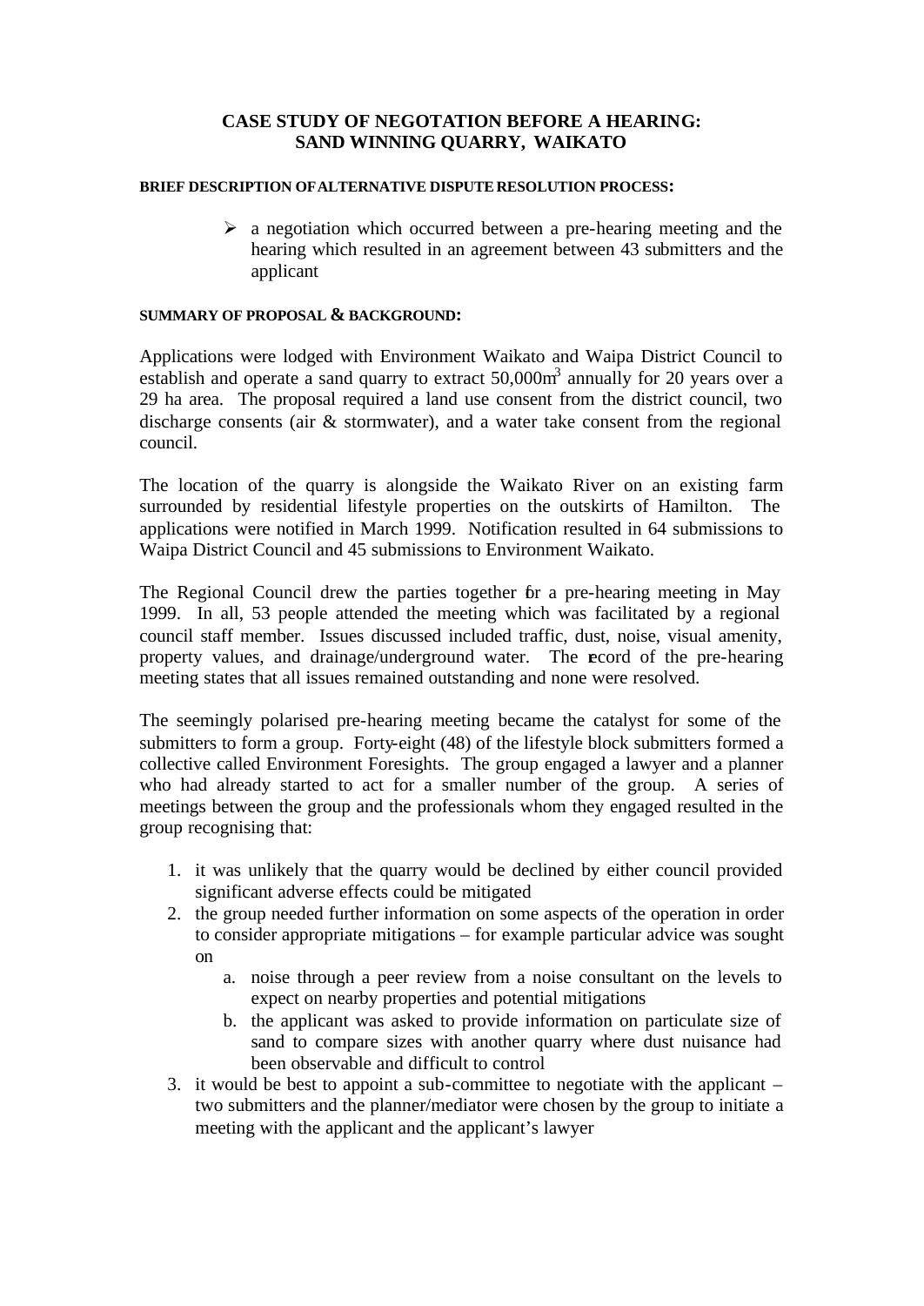# CASE STUDY OF NEGOTATION BEFORE A HEARING: SAND WINNING QUARRY, WAIKATO

**BRIEF DESCRIPTION OF ALTERNATIVE DISPUTE RESOLUTION PROCESS:**

- a negotiation which occurred between a pre-hearing meeting and the hearing which resulted in an agreement between 43 submitters and the applicant

**SUMMARY OF PROPOSAL & BACKGROUND:**

Applications were lodged with Environment Waikato and Waipa District Council to establish and operate a sand quarry to extract 50,000m$^3$ annually for 20 years over a 29 ha area. The proposal required a land use consent from the district council, two discharge consents (air & stormwater), and a water take consent from the regional council.

The location of the quarry is alongside the Waikato River on an existing farm surrounded by residential lifestyle properties on the outskirts of Hamilton. The applications were notified in March 1999. Notification resulted in 64 submissions to Waipa District Council and 45 submissions to Environment Waikato.

The Regional Council drew the parties together for a pre-hearing meeting in May 1999. In all, 53 people attended the meeting which was facilitated by a regional council staff member. Issues discussed included traffic, dust, noise, visual amenity, property values, and drainage/underground water. The record of the pre-hearing meeting states that all issues remained outstanding and none were resolved.

The seemingly polarised pre-hearing meeting became the catalyst for some of the submitters to form a group. Forty-eight (48) of the lifestyle block submitters formed a collective called Environment Foresights. The group engaged a lawyer and a planner who had already started to act for a smaller number of the group. A series of meetings between the group and the professionals whom they engaged resulted in the group recognising that:

1. it was unlikely that the quarry would be declined by either council provided significant adverse effects could be mitigated
2. the group needed further information on some aspects of the operation in order to consider appropriate mitigations – for example particular advice was sought on
   a. noise through a peer review from a noise consultant on the levels to expect on nearby properties and potential mitigations
   b. the applicant was asked to provide information on particulate size of sand to compare sizes with another quarry where dust nuisance had been observable and difficult to control
3. it would be best to appoint a sub-committee to negotiate with the applicant – two submitters and the planner/mediator were chosen by the group to initiate a meeting with the applicant and the applicant's lawyer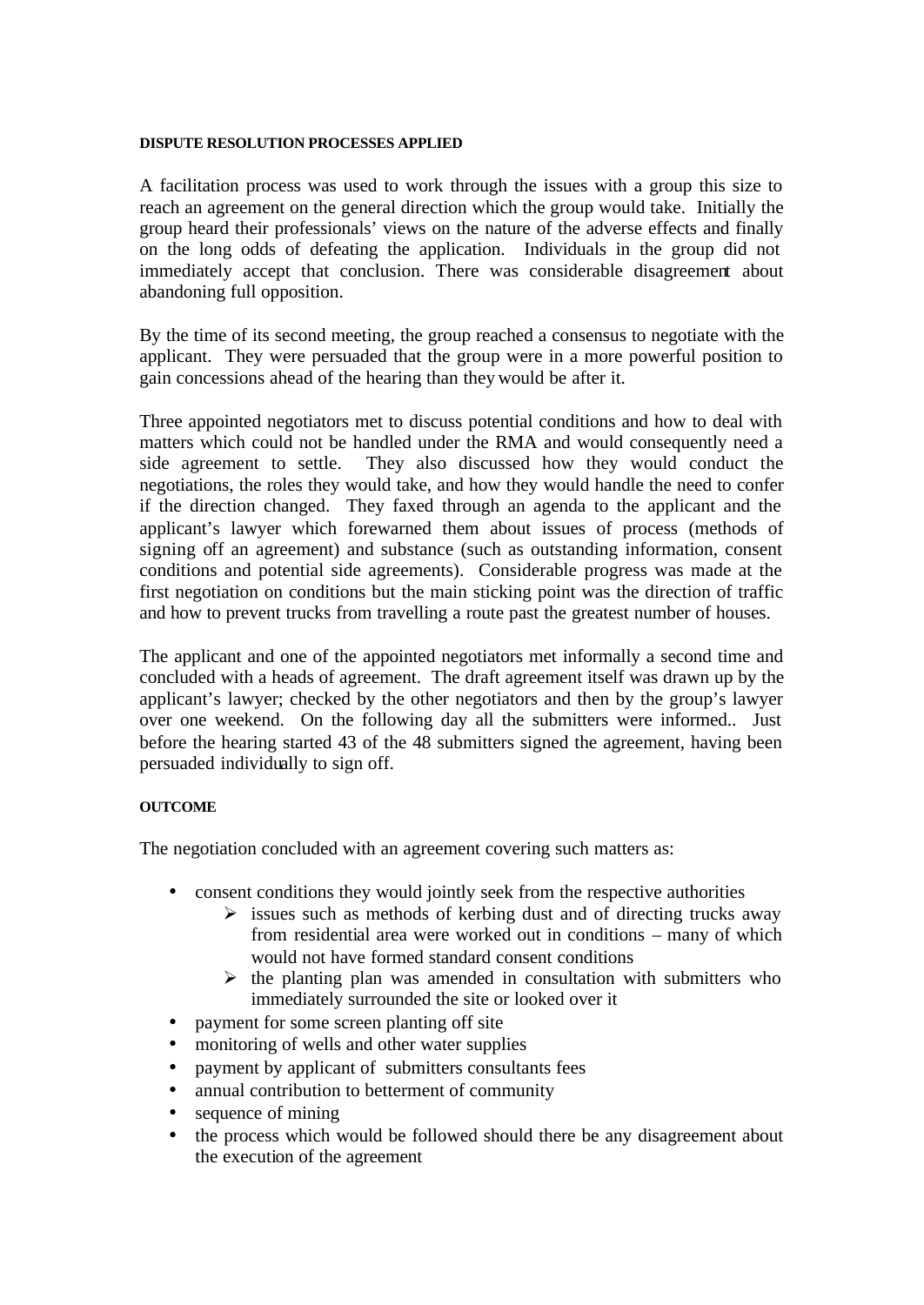#### DISPUTE RESOLUTION PROCESSES APPLIED

A facilitation process was used to work through the issues with a group this size to reach an agreement on the general direction which the group would take. Initially the group heard their professionals' views on the nature of the adverse effects and finally on the long odds of defeating the application. Individuals in the group did not immediately accept that conclusion. There was considerable disagreement about abandoning full opposition.

By the time of its second meeting, the group reached a consensus to negotiate with the applicant. They were persuaded that the group were in a more powerful position to gain concessions ahead of the hearing than they would be after it.

Three appointed negotiators met to discuss potential conditions and how to deal with matters which could not be handled under the RMA and would consequently need a side agreement to settle. They also discussed how they would conduct the negotiations, the roles they would take, and how they would handle the need to confer if the direction changed. They faxed through an agenda to the applicant and the applicant's lawyer which forewarned them about issues of process (methods of signing off an agreement) and substance (such as outstanding information, consent conditions and potential side agreements). Considerable progress was made at the first negotiation on conditions but the main sticking point was the direction of traffic and how to prevent trucks from travelling a route past the greatest number of houses.

The applicant and one of the appointed negotiators met informally a second time and concluded with a heads of agreement. The draft agreement itself was drawn up by the applicant's lawyer; checked by the other negotiators and then by the group's lawyer over one weekend. On the following day all the submitters were informed.. Just before the hearing started 43 of the 48 submitters signed the agreement, having been persuaded individually to sign off.

#### OUTCOME

The negotiation concluded with an agreement covering such matters as:

- consent conditions they would jointly seek from the respective authorities
    - issues such as methods of kerbing dust and of directing trucks away from residential area were worked out in conditions – many of which would not have formed standard consent conditions
    - the planting plan was amended in consultation with submitters who immediately surrounded the site or looked over it
- payment for some screen planting off site
- monitoring of wells and other water supplies
- payment by applicant of submitters consultants fees
- annual contribution to betterment of community
- sequence of mining
- the process which would be followed should there be any disagreement about the execution of the agreement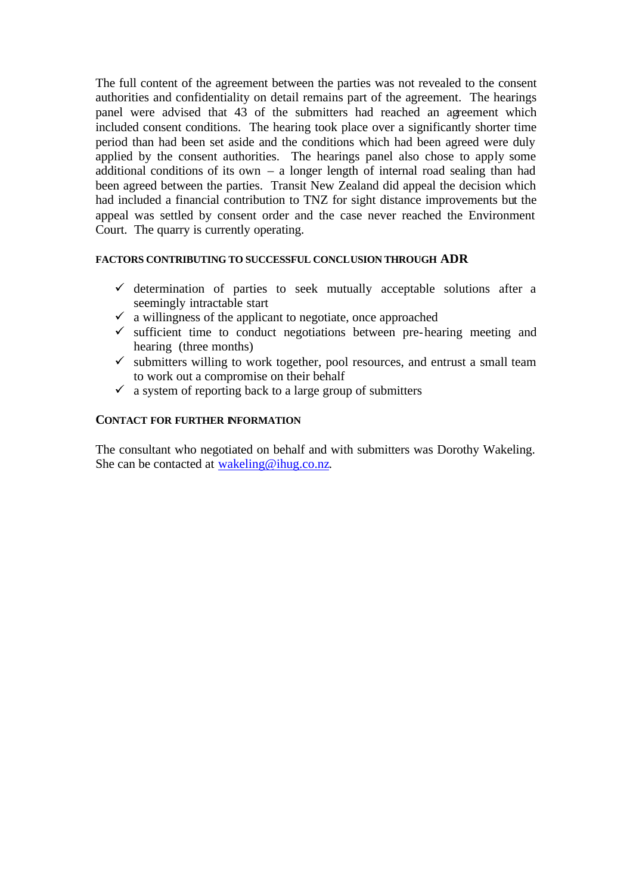The full content of the agreement between the parties was not revealed to the consent authorities and confidentiality on detail remains part of the agreement. The hearings panel were advised that 43 of the submitters had reached an agreement which included consent conditions. The hearing took place over a significantly shorter time period than had been set aside and the conditions which had been agreed were duly applied by the consent authorities. The hearings panel also chose to apply some additional conditions of its own – a longer length of internal road sealing than had been agreed between the parties. Transit New Zealand did appeal the decision which had included a financial contribution to TNZ for sight distance improvements but the appeal was settled by consent order and the case never reached the Environment Court. The quarry is currently operating.

#### FACTORS CONTRIBUTING TO SUCCESSFUL CONCLUSION THROUGH ADR

- ✓ determination of parties to seek mutually acceptable solutions after a seemingly intractable start
- ✓ a willingness of the applicant to negotiate, once approached
- ✓ sufficient time to conduct negotiations between pre-hearing meeting and hearing (three months)
- ✓ submitters willing to work together, pool resources, and entrust a small team to work out a compromise on their behalf
- ✓ a system of reporting back to a large group of submitters

#### CONTACT FOR FURTHER INFORMATION

The consultant who negotiated on behalf and with submitters was Dorothy Wakeling. She can be contacted at wakeling@ihug.co.nz.